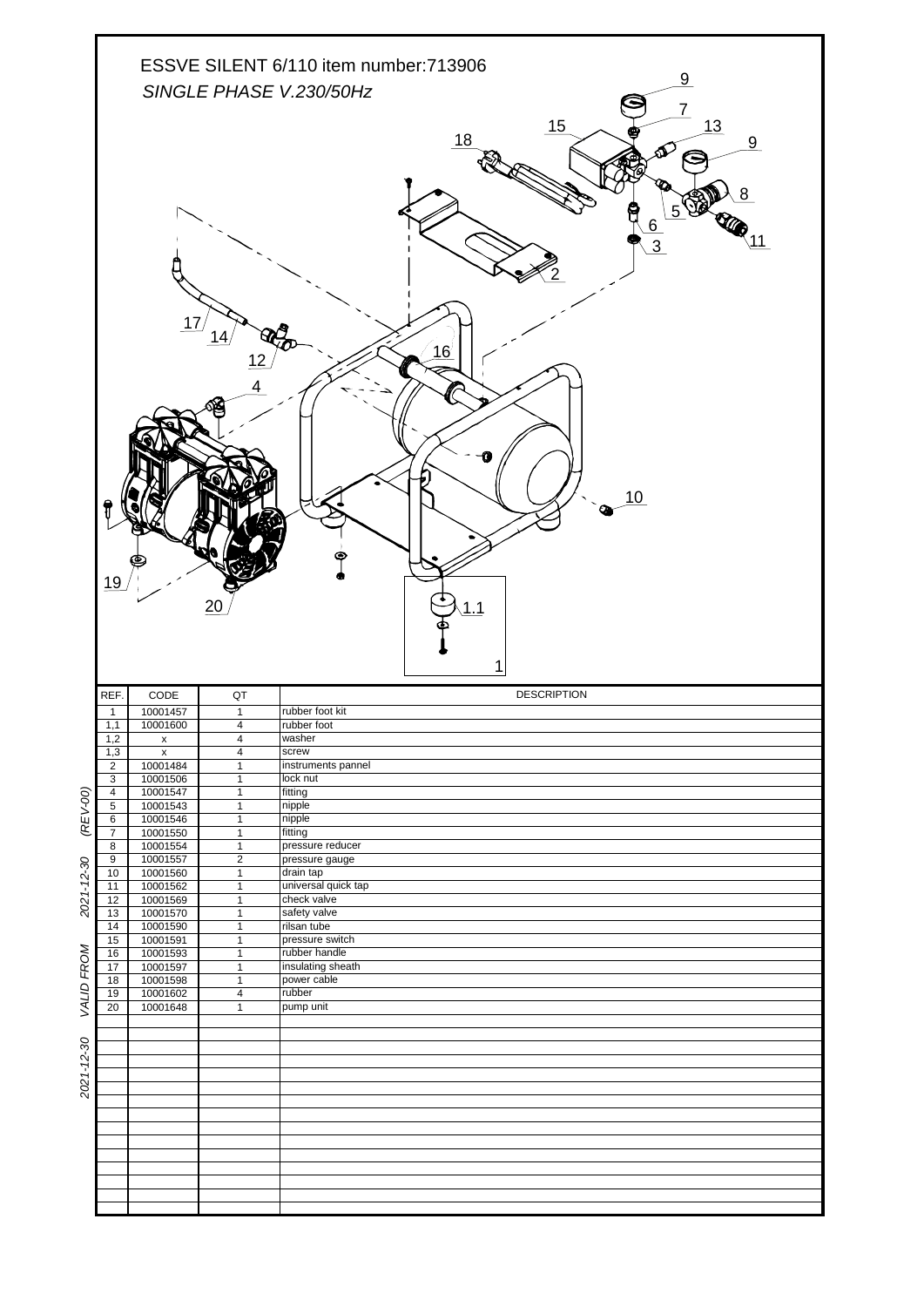# ESSVE SILENT 6/110 item number:713906

*SINGLE PHASE V.230/50Hz*

| REF. | CODE | QT | DESCRIPTION |
|---|---|---|---|
| 1 | 10001457 | 1 | rubber foot kit |
| 1,1 | 10001600 | 4 | rubber foot |
| 1,2 | x | 4 | washer |
| 1,3 | x | 4 | screw |
| 2 | 10001484 | 1 | instruments pannel |
| 3 | 10001506 | 1 | lock nut |
| 4 | 10001547 | 1 | fitting |
| 5 | 10001543 | 1 | nipple |
| 6 | 10001546 | 1 | nipple |
| 7 | 10001550 | 1 | fitting |
| 8 | 10001554 | 1 | pressure reducer |
| 9 | 10001557 | 2 | pressure gauge |
| 10 | 10001560 | 1 | drain tap |
| 11 | 10001562 | 1 | universal quick tap |
| 12 | 10001569 | 1 | check valve |
| 13 | 10001570 | 1 | safety valve |
| 14 | 10001590 | 1 | rilsan tube |
| 15 | 10001591 | 1 | pressure switch |
| 16 | 10001593 | 1 | rubber handle |
| 17 | 10001597 | 1 | insulating sheath |
| 18 | 10001598 | 1 | power cable |
| 19 | 10001602 | 4 | rubber |
| 20 | 10001648 | 1 | pump unit |

*2021-12-30 VALID FROM 2021-12-30 (REV-00)*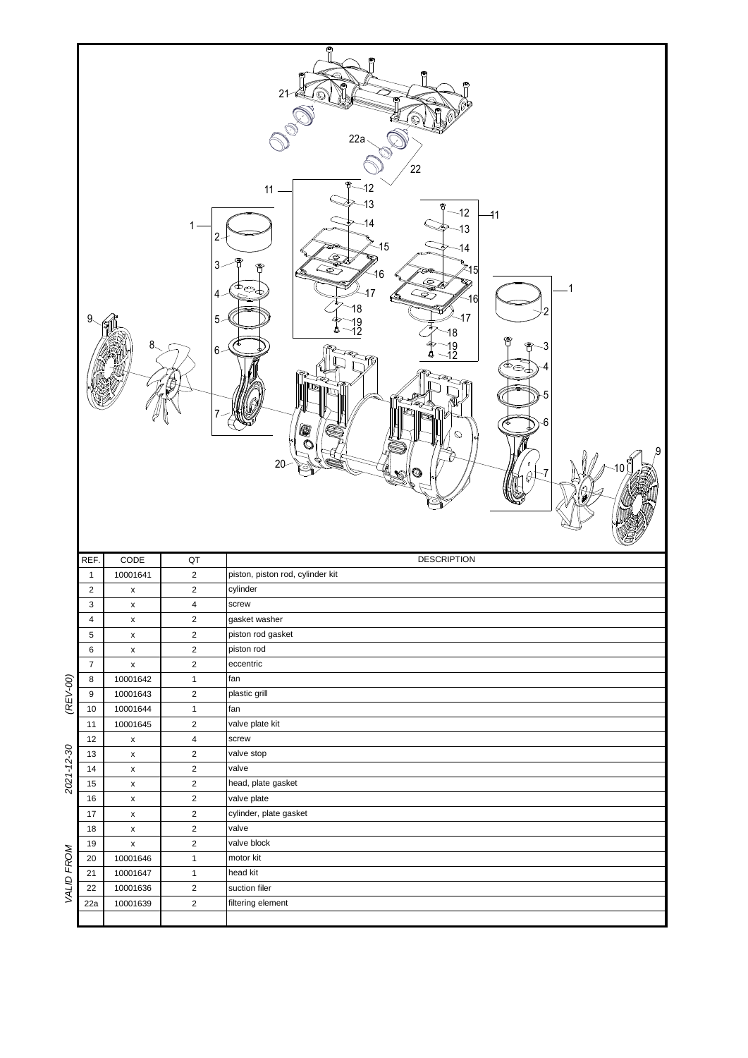| REF. | CODE | QT | DESCRIPTION |
|---|---|---|---|
| 1 | 10001641 | 2 | piston, piston rod, cylinder kit |
| 2 | x | 2 | cylinder |
| 3 | x | 4 | screw |
| 4 | x | 2 | gasket washer |
| 5 | x | 2 | piston rod gasket |
| 6 | x | 2 | piston rod |
| 7 | x | 2 | eccentric |
| 8 | 10001642 | 1 | fan |
| 9 | 10001643 | 2 | plastic grill |
| 10 | 10001644 | 1 | fan |
| 11 | 10001645 | 2 | valve plate kit |
| 12 | x | 4 | screw |
| 13 | x | 2 | valve stop |
| 14 | x | 2 | valve |
| 15 | x | 2 | head, plate gasket |
| 16 | x | 2 | valve plate |
| 17 | x | 2 | cylinder, plate gasket |
| 18 | x | 2 | valve |
| 19 | x | 2 | valve block |
| 20 | 10001646 | 1 | motor kit |
| 21 | 10001647 | 1 | head kit |
| 22 | 10001636 | 2 | suction filer |
| 22a | 10001639 | 2 | filtering element |
| | | | |

*VALID FROM 2021-12-30 (REV-00)*